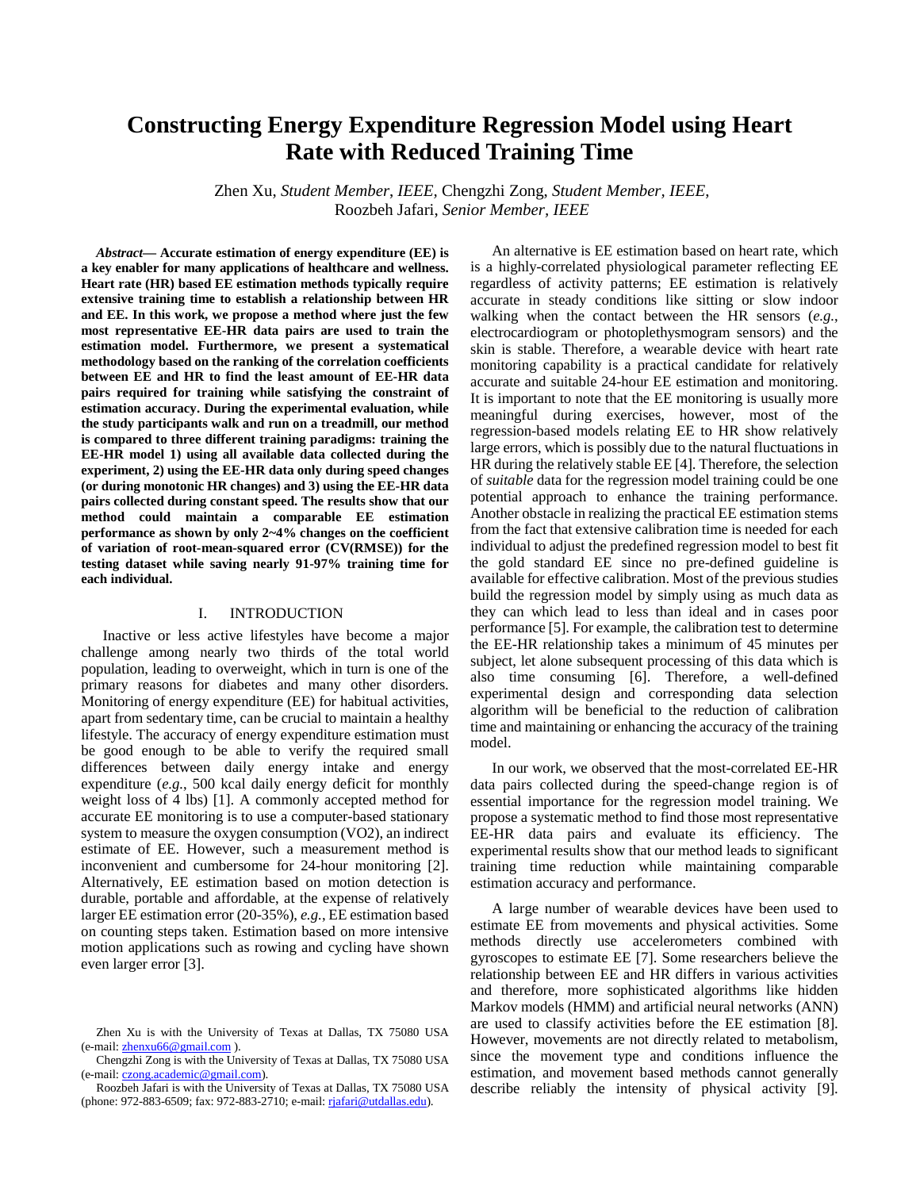# Constructing Energy Expenditure Regression Model using Heart Rate with Reduced Training Time

Zhen Xu, *Student Member, IEEE*, Chengzhi Zong, *Student Member, IEEE*, Roozbeh Jafari, *Senior Member, IEEE*

***Abstract*— Accurate estimation of energy expenditure (EE) is a key enabler for many applications of healthcare and wellness. Heart rate (HR) based EE estimation methods typically require extensive training time to establish a relationship between HR and EE. In this work, we propose a method where just the few most representative EE-HR data pairs are used to train the estimation model. Furthermore, we present a systematical methodology based on the ranking of the correlation coefficients between EE and HR to find the least amount of EE-HR data pairs required for training while satisfying the constraint of estimation accuracy. During the experimental evaluation, while the study participants walk and run on a treadmill, our method is compared to three different training paradigms: training the EE-HR model 1) using all available data collected during the experiment, 2) using the EE-HR data only during speed changes (or during monotonic HR changes) and 3) using the EE-HR data pairs collected during constant speed. The results show that our method could maintain a comparable EE estimation performance as shown by only 2~4% changes on the coefficient of variation of root-mean-squared error (CV(RMSE)) for the testing dataset while saving nearly 91-97% training time for each individual.**

## I. INTRODUCTION

Inactive or less active lifestyles have become a major challenge among nearly two thirds of the total world population, leading to overweight, which in turn is one of the primary reasons for diabetes and many other disorders. Monitoring of energy expenditure (EE) for habitual activities, apart from sedentary time, can be crucial to maintain a healthy lifestyle. The accuracy of energy expenditure estimation must be good enough to be able to verify the required small differences between daily energy intake and energy expenditure (*e.g.*, 500 kcal daily energy deficit for monthly weight loss of 4 lbs) [1]. A commonly accepted method for accurate EE monitoring is to use a computer-based stationary system to measure the oxygen consumption (VO2), an indirect estimate of EE. However, such a measurement method is inconvenient and cumbersome for 24-hour monitoring [2]. Alternatively, EE estimation based on motion detection is durable, portable and affordable, at the expense of relatively larger EE estimation error (20-35%), *e.g.*, EE estimation based on counting steps taken. Estimation based on more intensive motion applications such as rowing and cycling have shown even larger error [3].

An alternative is EE estimation based on heart rate, which is a highly-correlated physiological parameter reflecting EE regardless of activity patterns; EE estimation is relatively accurate in steady conditions like sitting or slow indoor walking when the contact between the HR sensors (*e.g.*, electrocardiogram or photoplethysmogram sensors) and the skin is stable. Therefore, a wearable device with heart rate monitoring capability is a practical candidate for relatively accurate and suitable 24-hour EE estimation and monitoring. It is important to note that the EE monitoring is usually more meaningful during exercises, however, most of the regression-based models relating EE to HR show relatively large errors, which is possibly due to the natural fluctuations in HR during the relatively stable EE [4]. Therefore, the selection of *suitable* data for the regression model training could be one potential approach to enhance the training performance. Another obstacle in realizing the practical EE estimation stems from the fact that extensive calibration time is needed for each individual to adjust the predefined regression model to best fit the gold standard EE since no pre-defined guideline is available for effective calibration. Most of the previous studies build the regression model by simply using as much data as they can which lead to less than ideal and in cases poor performance [5]. For example, the calibration test to determine the EE-HR relationship takes a minimum of 45 minutes per subject, let alone subsequent processing of this data which is also time consuming [6]. Therefore, a well-defined experimental design and corresponding data selection algorithm will be beneficial to the reduction of calibration time and maintaining or enhancing the accuracy of the training model.

In our work, we observed that the most-correlated EE-HR data pairs collected during the speed-change region is of essential importance for the regression model training. We propose a systematic method to find those most representative EE-HR data pairs and evaluate its efficiency. The experimental results show that our method leads to significant training time reduction while maintaining comparable estimation accuracy and performance.

A large number of wearable devices have been used to estimate EE from movements and physical activities. Some methods directly use accelerometers combined with gyroscopes to estimate EE [7]. Some researchers believe the relationship between EE and HR differs in various activities and therefore, more sophisticated algorithms like hidden Markov models (HMM) and artificial neural networks (ANN) are used to classify activities before the EE estimation [8]. However, movements are not directly related to metabolism, since the movement type and conditions influence the estimation, and movement based methods cannot generally describe reliably the intensity of physical activity [9].

Zhen Xu is with the University of Texas at Dallas, TX 75080 USA (e-mail: zhenxu66@gmail.com ).

Chengzhi Zong is with the University of Texas at Dallas, TX 75080 USA (e-mail: czong.academic@gmail.com).

Roozbeh Jafari is with the University of Texas at Dallas, TX 75080 USA (phone: 972-883-6509; fax: 972-883-2710; e-mail: rjafari@utdallas.edu).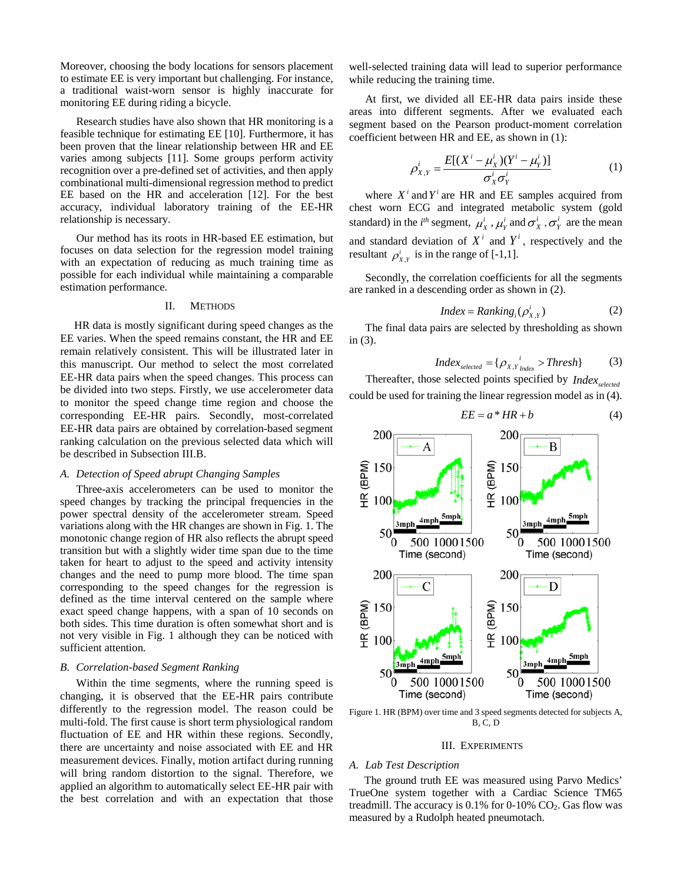Moreover, choosing the body locations for sensors placement to estimate EE is very important but challenging. For instance, a traditional waist-worn sensor is highly inaccurate for monitoring EE during riding a bicycle.

Research studies have also shown that HR monitoring is a feasible technique for estimating EE [10]. Furthermore, it has been proven that the linear relationship between HR and EE varies among subjects [11]. Some groups perform activity recognition over a pre-defined set of activities, and then apply combinational multi-dimensional regression method to predict EE based on the HR and acceleration [12]. For the best accuracy, individual laboratory training of the EE-HR relationship is necessary.

Our method has its roots in HR-based EE estimation, but focuses on data selection for the regression model training with an expectation of reducing as much training time as possible for each individual while maintaining a comparable estimation performance.

## II. METHODS

HR data is mostly significant during speed changes as the EE varies. When the speed remains constant, the HR and EE remain relatively consistent. This will be illustrated later in this manuscript. Our method to select the most correlated EE-HR data pairs when the speed changes. This process can be divided into two steps. Firstly, we use accelerometer data to monitor the speed change time region and choose the corresponding EE-HR pairs. Secondly, most-correlated EE-HR data pairs are obtained by correlation-based segment ranking calculation on the previous selected data which will be described in Subsection III.B.

### *A. Detection of Speed abrupt Changing Samples*

Three-axis accelerometers can be used to monitor the speed changes by tracking the principal frequencies in the power spectral density of the accelerometer stream. Speed variations along with the HR changes are shown in Fig. 1. The monotonic change region of HR also reflects the abrupt speed transition but with a slightly wider time span due to the time taken for heart to adjust to the speed and activity intensity changes and the need to pump more blood. The time span corresponding to the speed changes for the regression is defined as the time interval centered on the sample where exact speed change happens, with a span of 10 seconds on both sides. This time duration is often somewhat short and is not very visible in Fig. 1 although they can be noticed with sufficient attention.

### *B. Correlation-based Segment Ranking*

Within the time segments, where the running speed is changing, it is observed that the EE-HR pairs contribute differently to the regression model. The reason could be multi-fold. The first cause is short term physiological random fluctuation of EE and HR within these regions. Secondly, there are uncertainty and noise associated with EE and HR measurement devices. Finally, motion artifact during running will bring random distortion to the signal. Therefore, we applied an algorithm to automatically select EE-HR pair with the best correlation and with an expectation that those well-selected training data will lead to superior performance while reducing the training time.

At first, we divided all EE-HR data pairs inside these areas into different segments. After we evaluated each segment based on the Pearson product-moment correlation coefficient between HR and EE, as shown in (1):

$$\rho_{X,Y}^{i} = \frac{E[(X^{i} - \mu_{X}^{i})(Y^{i} - \mu_{Y}^{i})]}{\sigma_{X}^{i}\sigma_{Y}^{i}} \tag{1}$$

where $X^{i}$ and $Y^{i}$ are HR and EE samples acquired from chest worn ECG and integrated metabolic system (gold standard) in the $i^{th}$ segment, $\mu_{X}^{i}$ , $\mu_{Y}^{i}$ and $\sigma_{X}^{i}$ , $\sigma_{Y}^{i}$ are the mean and standard deviation of $X^{i}$ and $Y^{i}$, respectively and the resultant $\rho_{X,Y}^{i}$ is in the range of [-1,1].

Secondly, the correlation coefficients for all the segments are ranked in a descending order as shown in (2).

$$Index = Ranking_{i}(\rho_{X,Y}^{i}) \tag{2}$$

The final data pairs are selected by thresholding as shown in (3).

$$Index_{selected} = \{\rho_{X,Y}{}^{i}_{Index} > Thresh\} \tag{3}$$

Thereafter, those selected points specified by $Index_{selected}$ could be used for training the linear regression model as in (4).

$$EE = a * HR + b \tag{4}$$

Figure 1. HR (BPM) over time and 3 speed segments detected for subjects A, B, C, D

## III. EXPERIMENTS

### *A. Lab Test Description*

The ground truth EE was measured using Parvo Medics' TrueOne system together with a Cardiac Science TM65 treadmill. The accuracy is 0.1% for 0-10% $CO_2$. Gas flow was measured by a Rudolph heated pneumotach.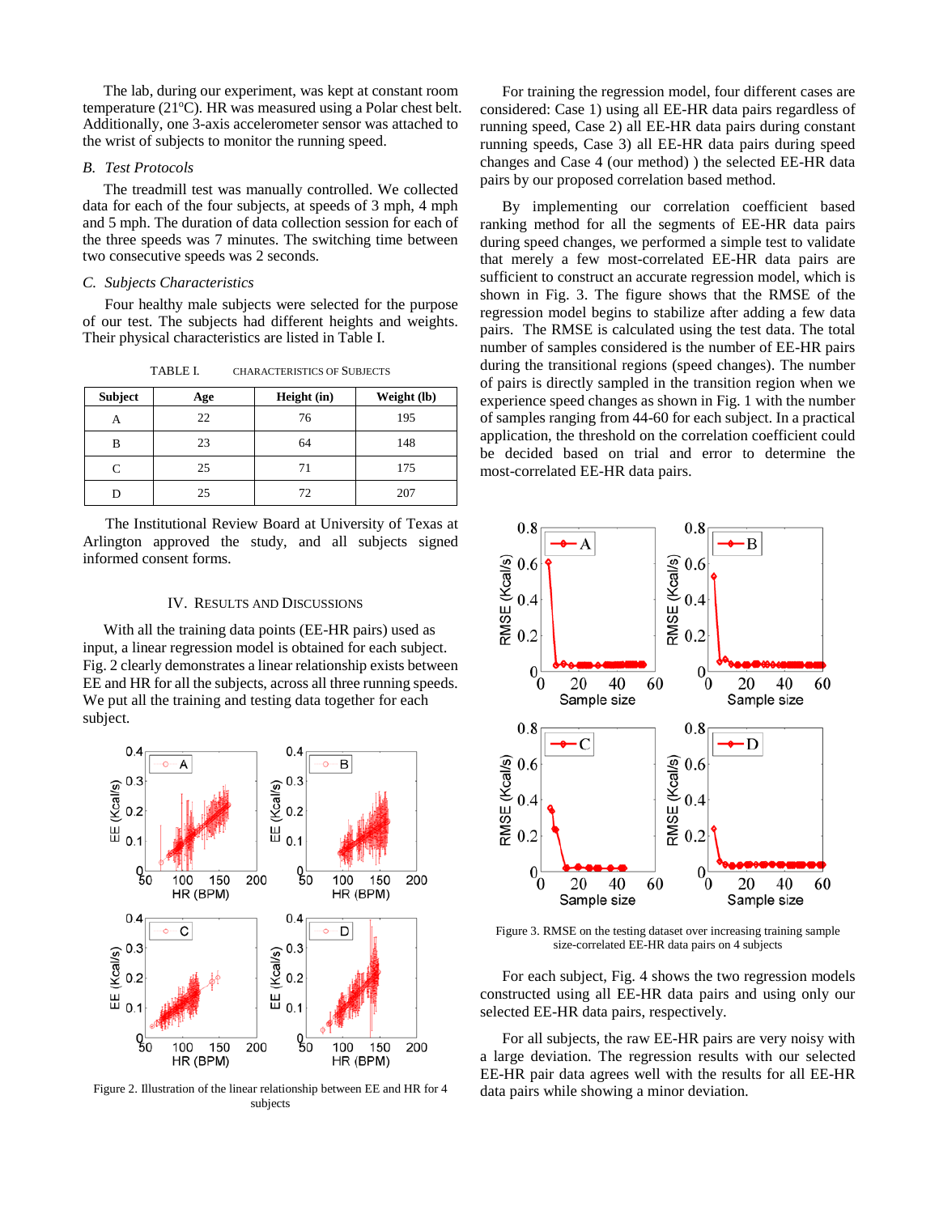The lab, during our experiment, was kept at constant room temperature (21°C). HR was measured using a Polar chest belt. Additionally, one 3-axis accelerometer sensor was attached to the wrist of subjects to monitor the running speed.

### B. Test Protocols

The treadmill test was manually controlled. We collected data for each of the four subjects, at speeds of 3 mph, 4 mph and 5 mph. The duration of data collection session for each of the three speeds was 7 minutes. The switching time between two consecutive speeds was 2 seconds.

### C. Subjects Characteristics

Four healthy male subjects were selected for the purpose of our test. The subjects had different heights and weights. Their physical characteristics are listed in Table I.

TABLE I. CHARACTERISTICS OF SUBJECTS

| Subject | Age | Height (in) | Weight (lb) |
|---|---|---|---|
| A | 22 | 76 | 195 |
| B | 23 | 64 | 148 |
| C | 25 | 71 | 175 |
| D | 25 | 72 | 207 |

The Institutional Review Board at University of Texas at Arlington approved the study, and all subjects signed informed consent forms.

## IV. Results and Discussions

With all the training data points (EE-HR pairs) used as input, a linear regression model is obtained for each subject. Fig. 2 clearly demonstrates a linear relationship exists between EE and HR for all the subjects, across all three running speeds. We put all the training and testing data together for each subject.

Figure 2. Illustration of the linear relationship between EE and HR for 4 subjects

For training the regression model, four different cases are considered: Case 1) using all EE-HR data pairs regardless of running speed, Case 2) all EE-HR data pairs during constant running speeds, Case 3) all EE-HR data pairs during speed changes and Case 4 (our method) ) the selected EE-HR data pairs by our proposed correlation based method.

By implementing our correlation coefficient based ranking method for all the segments of EE-HR data pairs during speed changes, we performed a simple test to validate that merely a few most-correlated EE-HR data pairs are sufficient to construct an accurate regression model, which is shown in Fig. 3. The figure shows that the RMSE of the regression model begins to stabilize after adding a few data pairs. The RMSE is calculated using the test data. The total number of samples considered is the number of EE-HR pairs during the transitional regions (speed changes). The number of pairs is directly sampled in the transition region when we experience speed changes as shown in Fig. 1 with the number of samples ranging from 44-60 for each subject. In a practical application, the threshold on the correlation coefficient could be decided based on trial and error to determine the most-correlated EE-HR data pairs.

Figure 3. RMSE on the testing dataset over increasing training sample size-correlated EE-HR data pairs on 4 subjects

For each subject, Fig. 4 shows the two regression models constructed using all EE-HR data pairs and using only our selected EE-HR data pairs, respectively.

For all subjects, the raw EE-HR pairs are very noisy with a large deviation. The regression results with our selected EE-HR pair data agrees well with the results for all EE-HR data pairs while showing a minor deviation.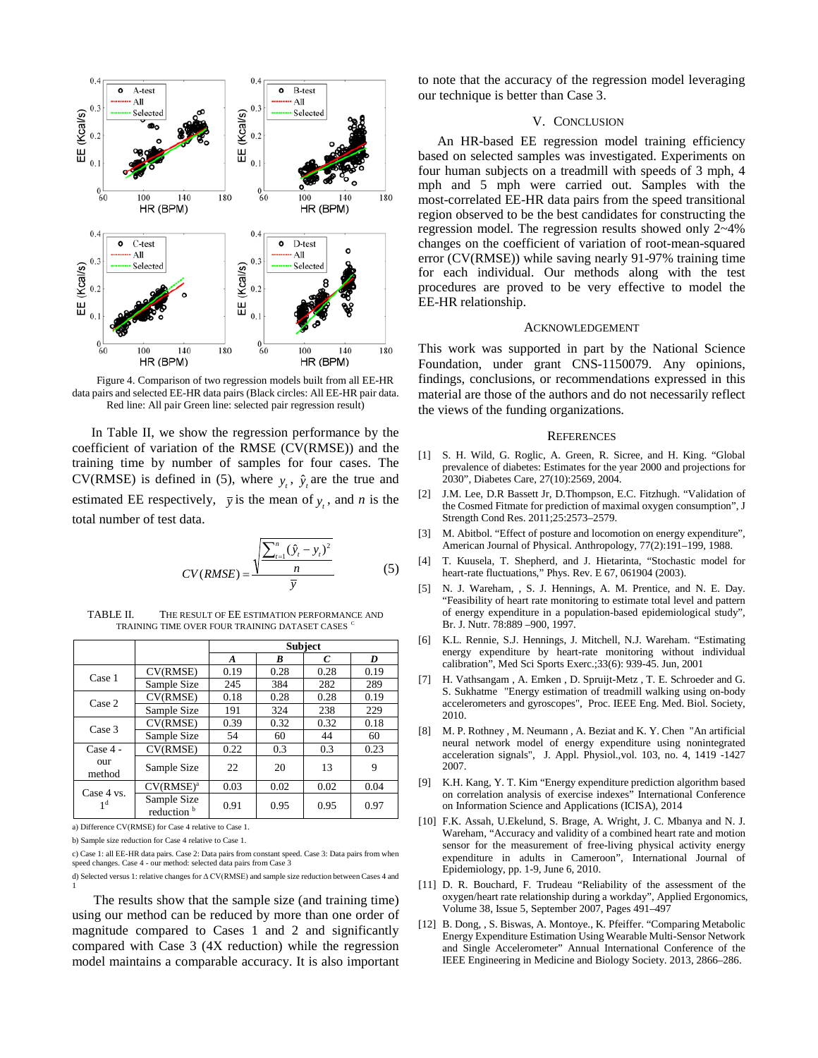0.4
A-test
All
Selected
EE (Kcal/s)
0.3
0.2
0.1
0
60 100 140 180
HR (BPM)

0.4
B-test
All
Selected
EE (Kcal/s)
0.3
0.2
0.1
0
60 100 140 180
HR (BPM)

0.4
C-test
All
Selected
EE (Kcal/s)
0.3
0.2
0.1
0
60 100 140 180
HR (BPM)

0.4
D-test
All
Selected
EE (Kcal/s)
0.3
0.2
0.1
0
60 100 140 180
HR (BPM)

Figure 4. Comparison of two regression models built from all EE-HR data pairs and selected EE-HR data pairs (Black circles: All EE-HR pair data. Red line: All pair Green line: selected pair regression result)

In Table II, we show the regression performance by the coefficient of variation of the RMSE (CV(RMSE)) and the training time by number of samples for four cases. The CV(RMSE) is defined in (5), where $y_t$, $\hat{y}_t$ are the true and estimated EE respectively, $\bar{y}$ is the mean of $y_t$, and $n$ is the total number of test data.

$$CV(RMSE) = \frac{\sqrt{\frac{\sum_{t=1}^{n}(\hat{y}_t - y_t)^2}{n}}}{\bar{y}} \qquad (5)$$

TABLE II. THE RESULT OF EE ESTIMATION PERFORMANCE AND TRAINING TIME OVER FOUR TRAINING DATASET CASES [c]

| | | Subject | | | |
|---|---|---|---|---|---|
| | | ***A*** | ***B*** | ***C*** | ***D*** |
| Case 1 | CV(RMSE) | 0.19 | 0.28 | 0.28 | 0.19 |
| | Sample Size | 245 | 384 | 282 | 289 |
| Case 2 | CV(RMSE) | 0.18 | 0.28 | 0.28 | 0.19 |
| | Sample Size | 191 | 324 | 238 | 229 |
| Case 3 | CV(RMSE) | 0.39 | 0.32 | 0.32 | 0.18 |
| | Sample Size | 54 | 60 | 44 | 60 |
| Case 4 - our method | CV(RMSE) | 0.22 | 0.3 | 0.3 | 0.23 |
| | Sample Size | 22 | 20 | 13 | 9 |
| Case 4 vs. 1[d] | CV(RMSE)[a] | 0.03 | 0.02 | 0.02 | 0.04 |
| | Sample Size reduction [b] | 0.91 | 0.95 | 0.95 | 0.97 |

a) Difference CV(RMSE) for Case 4 relative to Case 1.

b) Sample size reduction for Case 4 relative to Case 1.

c) Case 1: all EE-HR data pairs. Case 2: Data pairs from constant speed. Case 3: Data pairs from when speed changes. Case 4 - our method: selected data pairs from Case 3

d) Selected versus 1: relative changes for Δ CV(RMSE) and sample size reduction between Cases 4 and 1

The results show that the sample size (and training time) using our method can be reduced by more than one order of magnitude compared to Cases 1 and 2 and significantly compared with Case 3 (4X reduction) while the regression model maintains a comparable accuracy. It is also important to note that the accuracy of the regression model leveraging our technique is better than Case 3.

## V. Conclusion

An HR-based EE regression model training efficiency based on selected samples was investigated. Experiments on four human subjects on a treadmill with speeds of 3 mph, 4 mph and 5 mph were carried out. Samples with the most-correlated EE-HR data pairs from the speed transitional region observed to be the best candidates for constructing the regression model. The regression results showed only 2~4% changes on the coefficient of variation of root-mean-squared error (CV(RMSE)) while saving nearly 91-97% training time for each individual. Our methods along with the test procedures are proved to be very effective to model the EE-HR relationship.

## Acknowledgement

This work was supported in part by the National Science Foundation, under grant CNS-1150079. Any opinions, findings, conclusions, or recommendations expressed in this material are those of the authors and do not necessarily reflect the views of the funding organizations.

## References

[1] S. H. Wild, G. Roglic, A. Green, R. Sicree, and H. King. "Global prevalence of diabetes: Estimates for the year 2000 and projections for 2030", Diabetes Care, 27(10):2569, 2004.

[2] J.M. Lee, D.R Bassett Jr, D.Thompson, E.C. Fitzhugh. "Validation of the Cosmed Fitmate for prediction of maximal oxygen consumption", J Strength Cond Res. 2011;25:2573–2579.

[3] M. Abitbol. "Effect of posture and locomotion on energy expenditure", American Journal of Physical. Anthropology, 77(2):191–199, 1988.

[4] T. Kuusela, T. Shepherd, and J. Hietarinta, "Stochastic model for heart-rate fluctuations," Phys. Rev. E 67, 061904 (2003).

[5] N. J. Wareham, , S. J. Hennings, A. M. Prentice, and N. E. Day. "Feasibility of heart rate monitoring to estimate total level and pattern of energy expenditure in a population-based epidemiological study", Br. J. Nutr. 78:889 –900, 1997.

[6] K.L. Rennie, S.J. Hennings, J. Mitchell, N.J. Wareham. "Estimating energy expenditure by heart-rate monitoring without individual calibration", Med Sci Sports Exerc.;33(6): 939-45. Jun, 2001

[7] H. Vathsangam , A. Emken , D. Spruijt-Metz , T. E. Schroeder and G. S. Sukhatme "Energy estimation of treadmill walking using on-body accelerometers and gyroscopes", Proc. IEEE Eng. Med. Biol. Society, 2010.

[8] M. P. Rothney , M. Neumann , A. Beziat and K. Y. Chen "An artificial neural network model of energy expenditure using nonintegrated acceleration signals", J. Appl. Physiol.,vol. 103, no. 4, 1419 -1427 2007.

[9] K.H. Kang, Y. T. Kim "Energy expenditure prediction algorithm based on correlation analysis of exercise indexes" International Conference on Information Science and Applications (ICISA), 2014

[10] F.K. Assah, U.Ekelund, S. Brage, A. Wright, J. C. Mbanya and N. J. Wareham, "Accuracy and validity of a combined heart rate and motion sensor for the measurement of free-living physical activity energy expenditure in adults in Cameroon", International Journal of Epidemiology, pp. 1-9, June 6, 2010.

[11] D. R. Bouchard, F. Trudeau "Reliability of the assessment of the oxygen/heart rate relationship during a workday", Applied Ergonomics, Volume 38, Issue 5, September 2007, Pages 491–497

[12] B. Dong, , S. Biswas, A. Montoye., K. Pfeiffer. "Comparing Metabolic Energy Expenditure Estimation Using Wearable Multi-Sensor Network and Single Accelerometer" Annual International Conference of the IEEE Engineering in Medicine and Biology Society. 2013, 2866–286.